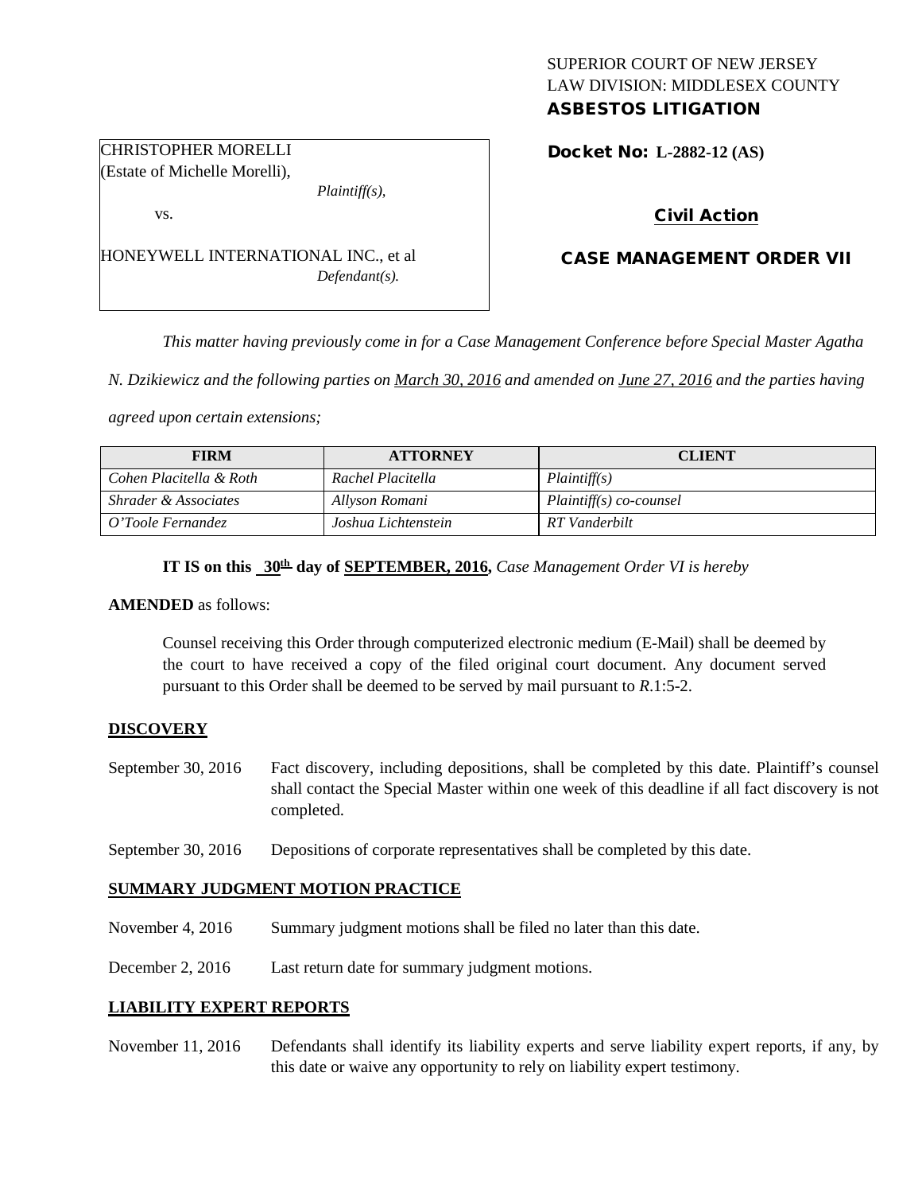SUPERIOR COURT OF NEW JERSEY
LAW DIVISION: MIDDLESEX COUNTY
**ASBESTOS LITIGATION**

CHRISTOPHER MORELLI
(Estate of Michelle Morelli),
*Plaintiff(s),*

vs.

HONEYWELL INTERNATIONAL INC., et al
*Defendant(s).*

**Docket No: L-2882-12 (AS)**

**Civil Action**

**CASE MANAGEMENT ORDER VII**

*This matter having previously come in for a Case Management Conference before Special Master Agatha N. Dziewicz and the following parties on March 30, 2016 and amended on June 27, 2016 and the parties having agreed upon certain extensions;*

| FIRM | ATTORNEY | CLIENT |
|---|---|---|
| *Cohen Placitella & Roth* | *Rachel Placitella* | *Plaintiff(s)* |
| *Shrader & Associates* | *Allyson Romani* | *Plaintiff(s) co-counsel* |
| *O'Toole Fernandez* | *Joshua Lichtenstein* | *RT Vanderbilt* |

**IT IS on this 30th day of SEPTEMBER, 2016,** *Case Management Order VI is hereby*

**AMENDED** as follows:

Counsel receiving this Order through computerized electronic medium (E-Mail) shall be deemed by the court to have received a copy of the filed original court document. Any document served pursuant to this Order shall be deemed to be served by mail pursuant to *R*.1:5-2.

## DISCOVERY

September 30, 2016 Fact discovery, including depositions, shall be completed by this date. Plaintiff's counsel shall contact the Special Master within one week of this deadline if all fact discovery is not completed.

September 30, 2016 Depositions of corporate representatives shall be completed by this date.

## SUMMARY JUDGMENT MOTION PRACTICE

November 4, 2016 Summary judgment motions shall be filed no later than this date.

December 2, 2016 Last return date for summary judgment motions.

## LIABILITY EXPERT REPORTS

November 11, 2016 Defendants shall identify its liability experts and serve liability expert reports, if any, by this date or waive any opportunity to rely on liability expert testimony.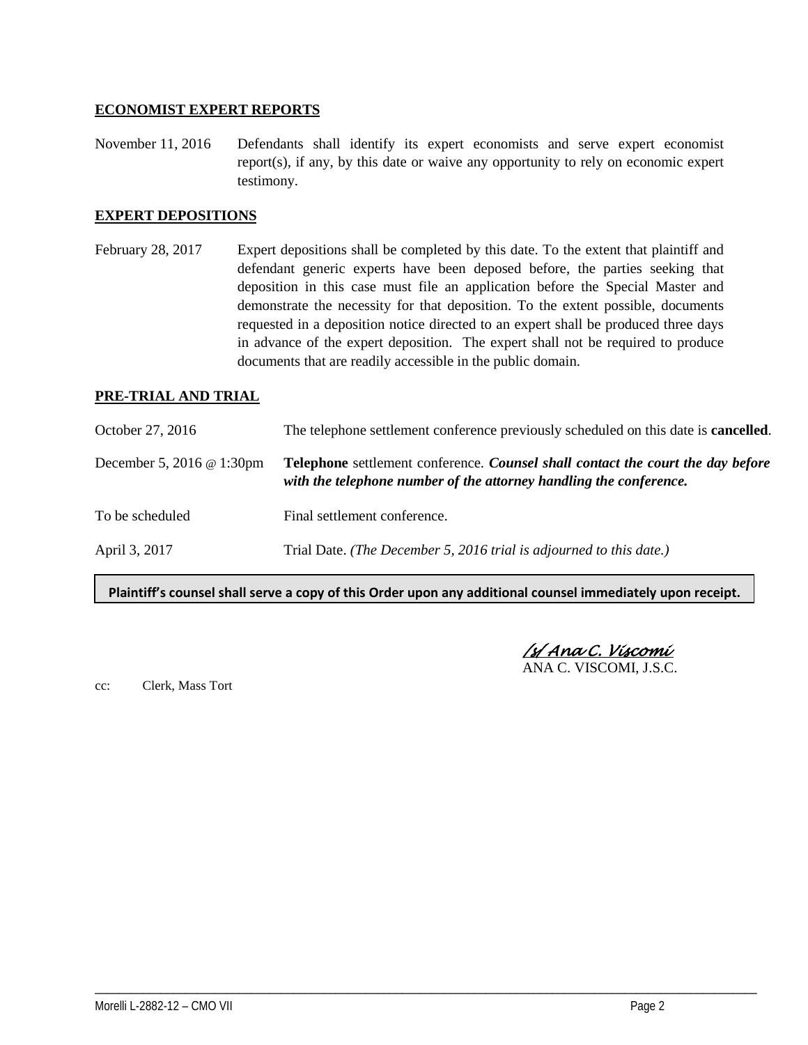**ECONOMIST EXPERT REPORTS**

| | |
|---|---|
| November 11, 2016 | Defendants shall identify its expert economists and serve expert economist report(s), if any, by this date or waive any opportunity to rely on economic expert testimony. |

**EXPERT DEPOSITIONS**

| | |
|---|---|
| February 28, 2017 | Expert depositions shall be completed by this date. To the extent that plaintiff and defendant generic experts have been deposed before, the parties seeking that deposition in this case must file an application before the Special Master and demonstrate the necessity for that deposition. To the extent possible, documents requested in a deposition notice directed to an expert shall be produced three days in advance of the expert deposition. The expert shall not be required to produce documents that are readily accessible in the public domain. |

**PRE-TRIAL AND TRIAL**

| | |
|---|---|
| October 27, 2016 | The telephone settlement conference previously scheduled on this date is **cancelled**. |
| December 5, 2016 @ 1:30pm | **Telephone** settlement conference. ***Counsel shall contact the court the day before with the telephone number of the attorney handling the conference.*** |
| To be scheduled | Final settlement conference. |
| April 3, 2017 | Trial Date. *(The December 5, 2016 trial is adjourned to this date.)* |

**Plaintiff's counsel shall serve a copy of this Order upon any additional counsel immediately upon receipt.**

/s/ Ana C. Viscomi
ANA C. VISCOMI, J.S.C.

cc: Clerk, Mass Tort

Morelli L-2882-12 – CMO VII